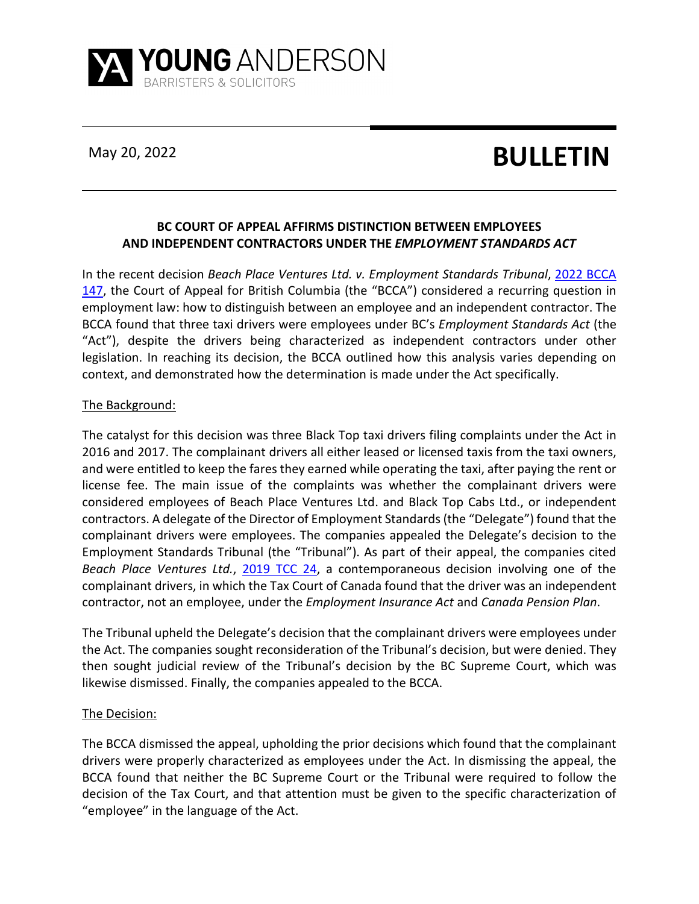YOUNG ANDERSON
BARRISTERS & SOLICITORS

May 20, 2022

# BULLETIN

## BC COURT OF APPEAL AFFIRMS DISTINCTION BETWEEN EMPLOYEES AND INDEPENDENT CONTRACTORS UNDER THE *EMPLOYMENT STANDARDS ACT*

In the recent decision *Beach Place Ventures Ltd. v. Employment Standards Tribunal*, [2022 BCCA 147](), the Court of Appeal for British Columbia (the "BCCA") considered a recurring question in employment law: how to distinguish between an employee and an independent contractor. The BCCA found that three taxi drivers were employees under BC's *Employment Standards Act* (the "Act"), despite the drivers being characterized as independent contractors under other legislation. In reaching its decision, the BCCA outlined how this analysis varies depending on context, and demonstrated how the determination is made under the Act specifically.

The Background:

The catalyst for this decision was three Black Top taxi drivers filing complaints under the Act in 2016 and 2017. The complainant drivers all either leased or licensed taxis from the taxi owners, and were entitled to keep the fares they earned while operating the taxi, after paying the rent or license fee. The main issue of the complaints was whether the complainant drivers were considered employees of Beach Place Ventures Ltd. and Black Top Cabs Ltd., or independent contractors. A delegate of the Director of Employment Standards (the "Delegate") found that the complainant drivers were employees. The companies appealed the Delegate's decision to the Employment Standards Tribunal (the "Tribunal"). As part of their appeal, the companies cited *Beach Place Ventures Ltd.*, [2019 TCC 24](), a contemporaneous decision involving one of the complainant drivers, in which the Tax Court of Canada found that the driver was an independent contractor, not an employee, under the *Employment Insurance Act* and *Canada Pension Plan*.

The Tribunal upheld the Delegate's decision that the complainant drivers were employees under the Act. The companies sought reconsideration of the Tribunal's decision, but were denied. They then sought judicial review of the Tribunal's decision by the BC Supreme Court, which was likewise dismissed. Finally, the companies appealed to the BCCA.

The Decision:

The BCCA dismissed the appeal, upholding the prior decisions which found that the complainant drivers were properly characterized as employees under the Act. In dismissing the appeal, the BCCA found that neither the BC Supreme Court or the Tribunal were required to follow the decision of the Tax Court, and that attention must be given to the specific characterization of "employee" in the language of the Act.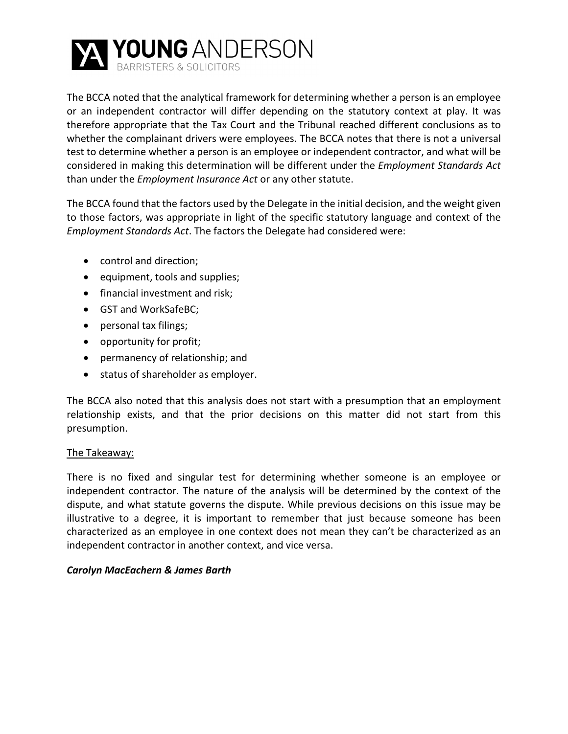The BCCA noted that the analytical framework for determining whether a person is an employee or an independent contractor will differ depending on the statutory context at play. It was therefore appropriate that the Tax Court and the Tribunal reached different conclusions as to whether the complainant drivers were employees. The BCCA notes that there is not a universal test to determine whether a person is an employee or independent contractor, and what will be considered in making this determination will be different under the *Employment Standards Act* than under the *Employment Insurance Act* or any other statute.

The BCCA found that the factors used by the Delegate in the initial decision, and the weight given to those factors, was appropriate in light of the specific statutory language and context of the *Employment Standards Act*. The factors the Delegate had considered were:

- control and direction;
- equipment, tools and supplies;
- financial investment and risk;
- GST and WorkSafeBC;
- personal tax filings;
- opportunity for profit;
- permanency of relationship; and
- status of shareholder as employer.

The BCCA also noted that this analysis does not start with a presumption that an employment relationship exists, and that the prior decisions on this matter did not start from this presumption.

<u>The Takeaway:</u>

There is no fixed and singular test for determining whether someone is an employee or independent contractor. The nature of the analysis will be determined by the context of the dispute, and what statute governs the dispute. While previous decisions on this issue may be illustrative to a degree, it is important to remember that just because someone has been characterized as an employee in one context does not mean they can't be characterized as an independent contractor in another context, and vice versa.

***Carolyn MacEachern & James Barth***